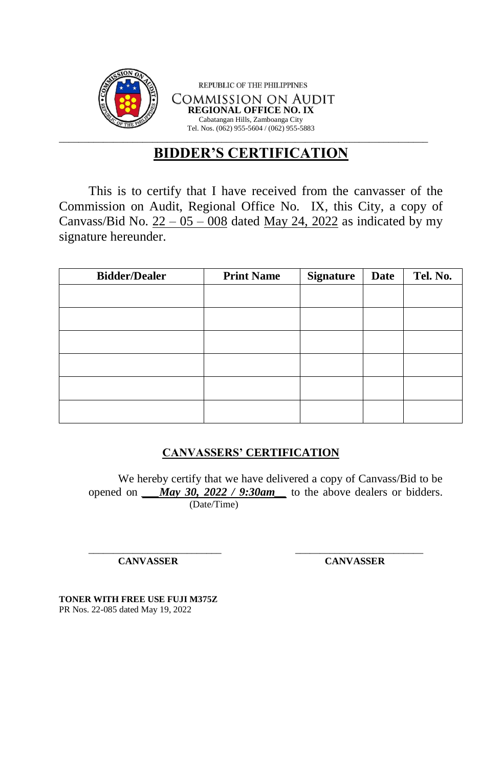REPUBLIC OF THE PHILIPPINES

COMMISSION ON AUDIT

**REGIONAL OFFICE NO. IX**

Cabatangan Hills, Zamboanga City

Tel. Nos. (062) 955-5604 / (062) 955-5883

# BIDDER'S CERTIFICATION

This is to certify that I have received from the canvasser of the Commission on Audit, Regional Office No. IX, this City, a copy of Canvass/Bid No. 22 – 05 – 008 dated May 24, 2022 as indicated by my signature hereunder.

| Bidder/Dealer | Print Name | Signature | Date | Tel. No. |
|---|---|---|---|---|
| | | | | |
| | | | | |
| | | | | |
| | | | | |
| | | | | |
| | | | | |

## CANVASSERS' CERTIFICATION

We hereby certify that we have delivered a copy of Canvass/Bid to be opened on ___***May 30, 2022 / 9:30am***__ to the above dealers or bidders.
(Date/Time)

_________________________ **CANVASSER**

_________________________ **CANVASSER**

**TONER WITH FREE USE FUJI M375Z**

PR Nos. 22-085 dated May 19, 2022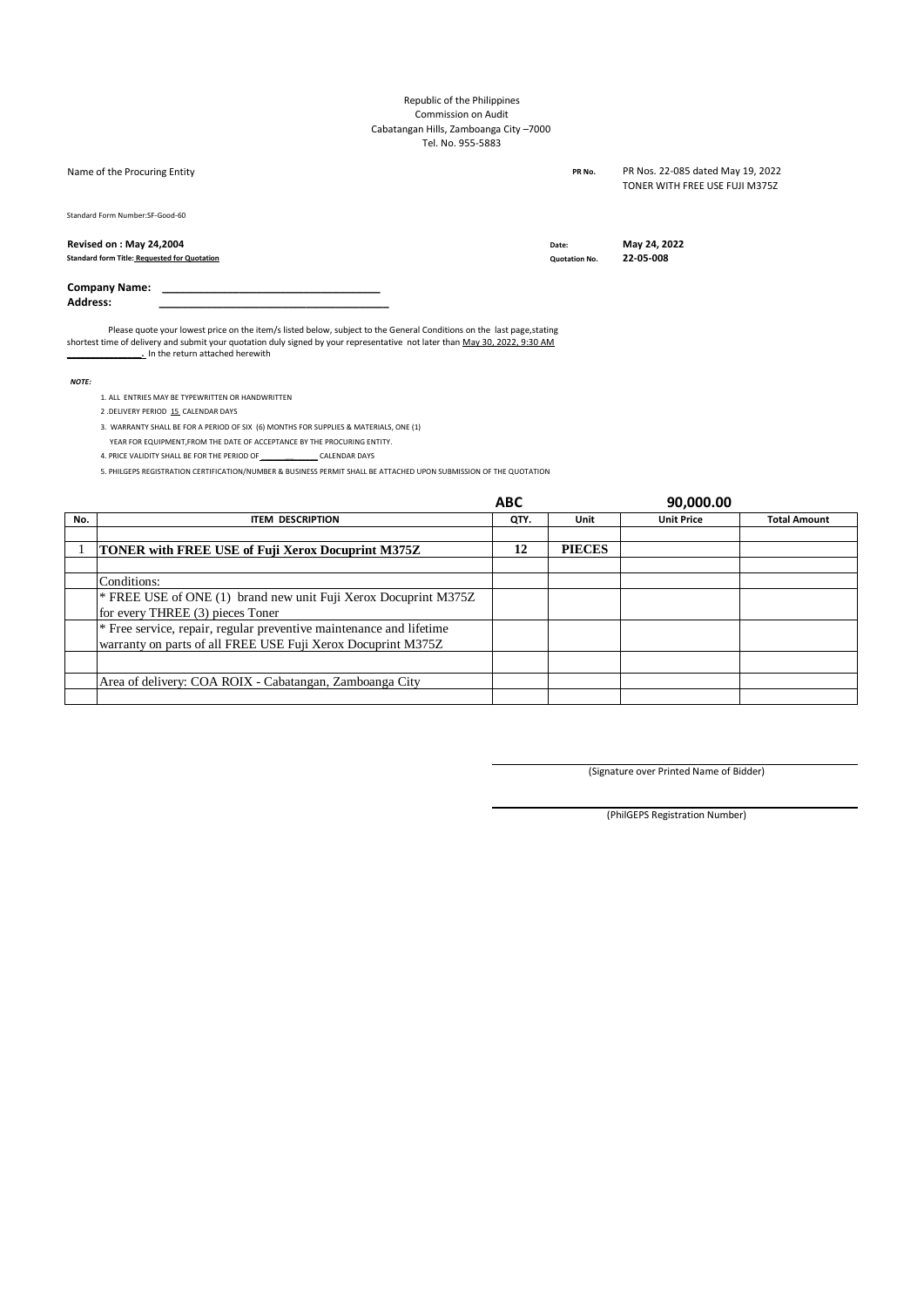Republic of the Philippines
Commission on Audit
Cabatangan Hills, Zamboanga City –7000
Tel. No. 955-5883

Name of the Procuring Entity

**PR No.** PR Nos. 22-085 dated May 19, 2022
TONER WITH FREE USE FUJI M375Z

Standard Form Number:SF-Good-60

**Revised on : May 24,2004**
**Standard form Title: Requested for Quotation**

**Date:** **May 24, 2022**
**Quotation No.** **22-05-008**

**Company Name:** ___________________________________
**Address:** ______________________________________

Please quote your lowest price on the item/s listed below, subject to the General Conditions on the last page,stating shortest time of delivery and submit your quotation duly signed by your representative not later than May 30, 2022, 9:30 AM ______________. In the return attached herewith

***NOTE:***

1. ALL ENTRIES MAY BE TYPEWRITTEN OR HANDWRITTEN
2. DELIVERY PERIOD 15 CALENDAR DAYS
3. WARRANTY SHALL BE FOR A PERIOD OF SIX (6) MONTHS FOR SUPPLIES & MATERIALS, ONE (1) YEAR FOR EQUIPMENT,FROM THE DATE OF ACCEPTANCE BY THE PROCURING ENTITY.
4. PRICE VALIDITY SHALL BE FOR THE PERIOD OF ______________ CALENDAR DAYS
5. PHILGEPS REGISTRATION CERTIFICATION/NUMBER & BUSINESS PERMIT SHALL BE ATTACHED UPON SUBMISSION OF THE QUOTATION

| | | **ABC** | | **90,000.00** | |
|---|---|---|---|---|---|
| **No.** | **ITEM DESCRIPTION** | **QTY.** | **Unit** | **Unit Price** | **Total Amount** |
| | | | | | |
| 1 | **TONER with FREE USE of Fuji Xerox Docuprint M375Z** | **12** | **PIECES** | | |
| | | | | | |
| | Conditions: | | | | |
| | * FREE USE of ONE (1) brand new unit Fuji Xerox Docuprint M375Z for every THREE (3) pieces Toner | | | | |
| | * Free service, repair, regular preventive maintenance and lifetime warranty on parts of all FREE USE Fuji Xerox Docuprint M375Z | | | | |
| | | | | | |
| | Area of delivery: COA ROIX - Cabatangan, Zamboanga City | | | | |
| | | | | | |

(Signature over Printed Name of Bidder)

(PhilGEPS Registration Number)